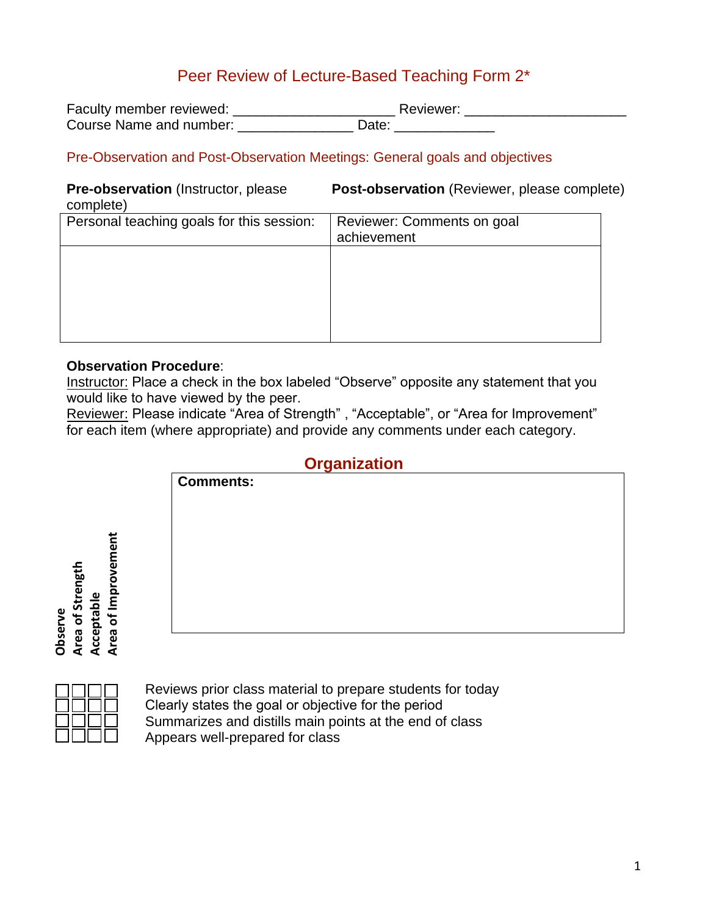# Peer Review of Lecture-Based Teaching Form 2*

Faculty member reviewed: ____________________ Reviewer: ____________________
Course Name and number: ______________ Date: ____________

## Pre-Observation and Post-Observation Meetings: General goals and objectives

| **Pre-observation** (Instructor, please complete) | **Post-observation** (Reviewer, please complete) |
|---|---|
| Personal teaching goals for this session: | Reviewer: Comments on goal achievement |
| | |

**Observation Procedure**:
Instructor: Place a check in the box labeled "Observe" opposite any statement that you would like to have viewed by the peer.
Reviewer: Please indicate "Area of Strength" , "Acceptable", or "Area for Improvement" for each item (where appropriate) and provide any comments under each category.

## Organization

**Comments:**

| Observe | Area of Strength | Acceptable | Area of Improvement | |
|---|---|---|---|---|
| ☐ | ☐ | ☐ | ☐ | Reviews prior class material to prepare students for today |
| ☐ | ☐ | ☐ | ☐ | Clearly states the goal or objective for the period |
| ☐ | ☐ | ☐ | ☐ | Summarizes and distills main points at the end of class |
| ☐ | ☐ | ☐ | ☐ | Appears well-prepared for class |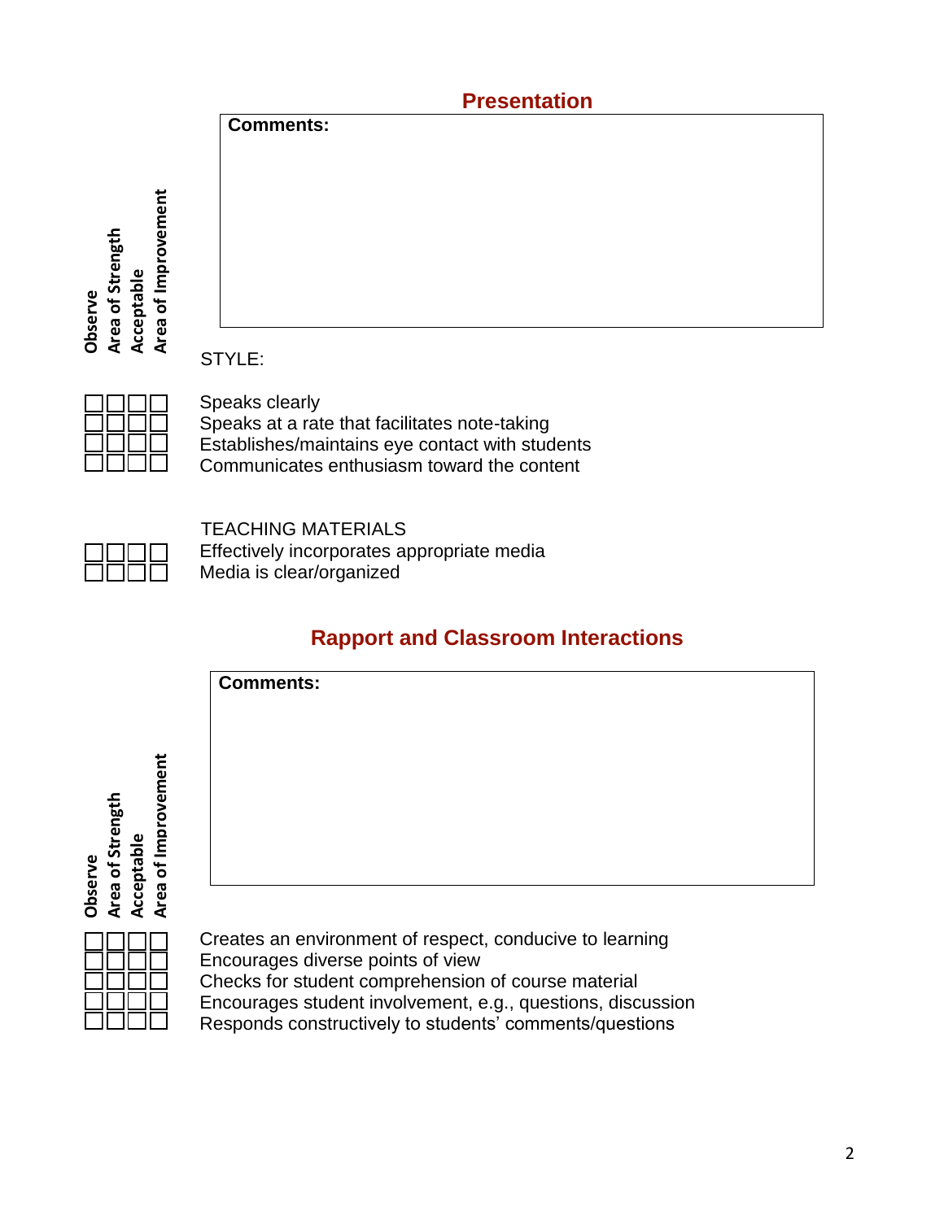## Presentation

**Comments:**

| Observe | Area of Strength | Acceptable | Area of Improvement | STYLE: |
|---|---|---|---|---|
| ☐ | ☐ | ☐ | ☐ | Speaks clearly |
| ☐ | ☐ | ☐ | ☐ | Speaks at a rate that facilitates note-taking |
| ☐ | ☐ | ☐ | ☐ | Establishes/maintains eye contact with students |
| ☐ | ☐ | ☐ | ☐ | Communicates enthusiasm toward the content |

| Observe | Area of Strength | Acceptable | Area of Improvement | TEACHING MATERIALS |
|---|---|---|---|---|
| ☐ | ☐ | ☐ | ☐ | Effectively incorporates appropriate media |
| ☐ | ☐ | ☐ | ☐ | Media is clear/organized |

## Rapport and Classroom Interactions

**Comments:**

| Observe | Area of Strength | Acceptable | Area of Improvement | |
|---|---|---|---|---|
| ☐ | ☐ | ☐ | ☐ | Creates an environment of respect, conducive to learning |
| ☐ | ☐ | ☐ | ☐ | Encourages diverse points of view |
| ☐ | ☐ | ☐ | ☐ | Checks for student comprehension of course material |
| ☐ | ☐ | ☐ | ☐ | Encourages student involvement, e.g., questions, discussion |
| ☐ | ☐ | ☐ | ☐ | Responds constructively to students' comments/questions |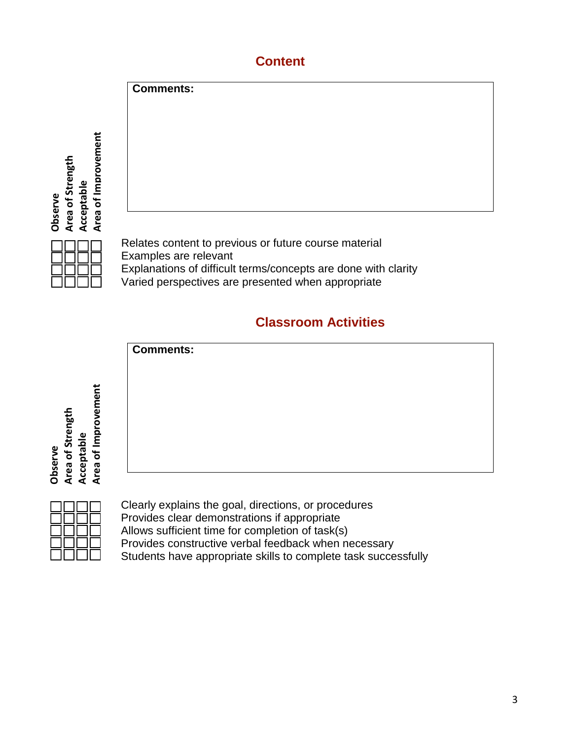## Content

**Comments:**

| Observe | Area of Strength | Acceptable | Area of Improvement | |
|---|---|---|---|---|
| ☐ | ☐ | ☐ | ☐ | Relates content to previous or future course material |
| ☐ | ☐ | ☐ | ☐ | Examples are relevant |
| ☐ | ☐ | ☐ | ☐ | Explanations of difficult terms/concepts are done with clarity |
| ☐ | ☐ | ☐ | ☐ | Varied perspectives are presented when appropriate |

## Classroom Activities

**Comments:**

| Observe | Area of Strength | Acceptable | Area of Improvement | |
|---|---|---|---|---|
| ☐ | ☐ | ☐ | ☐ | Clearly explains the goal, directions, or procedures |
| ☐ | ☐ | ☐ | ☐ | Provides clear demonstrations if appropriate |
| ☐ | ☐ | ☐ | ☐ | Allows sufficient time for completion of task(s) |
| ☐ | ☐ | ☐ | ☐ | Provides constructive verbal feedback when necessary |
| ☐ | ☐ | ☐ | ☐ | Students have appropriate skills to complete task successfully |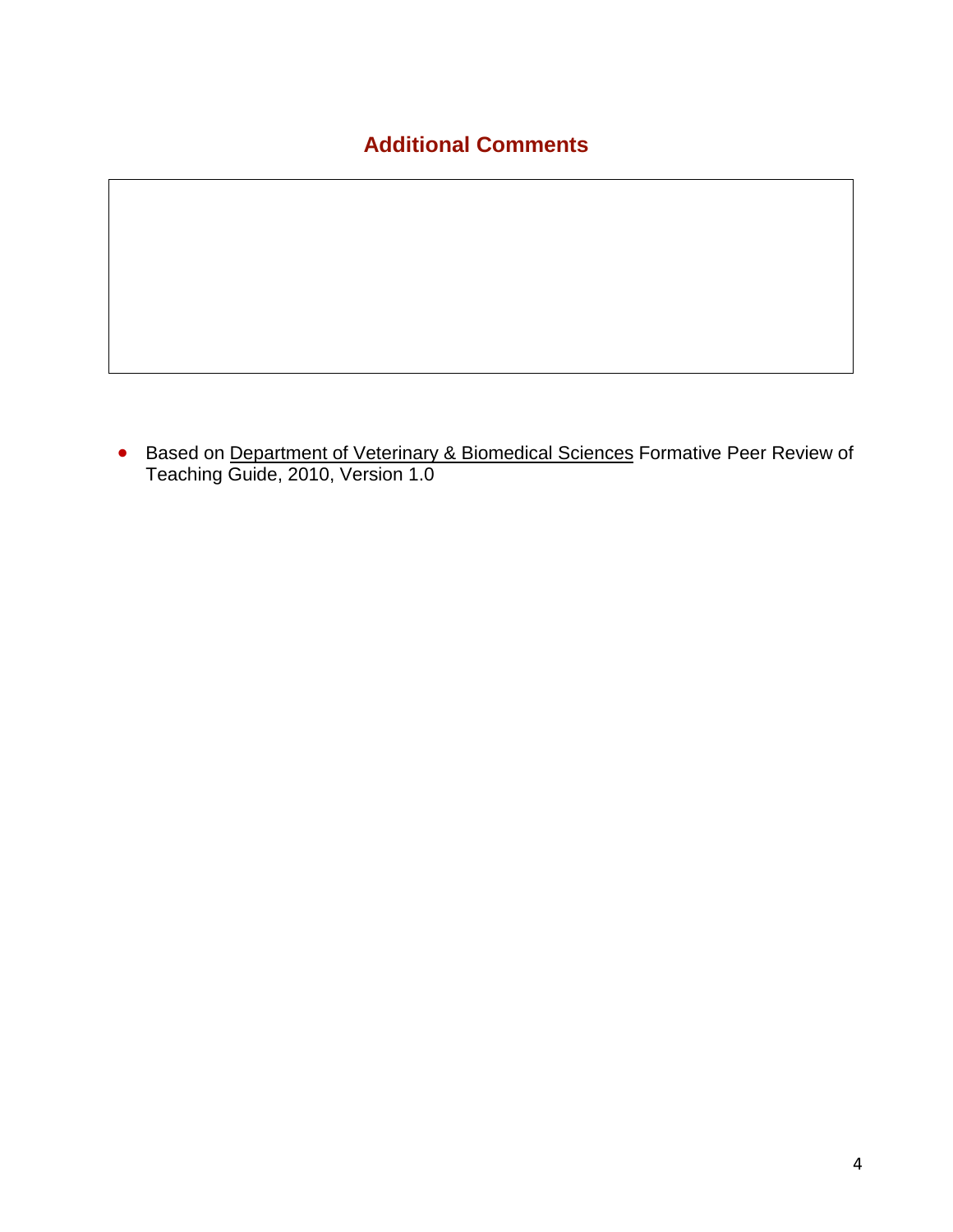## Additional Comments

| |
|---|
| |

- Based on Department of Veterinary & Biomedical Sciences Formative Peer Review of Teaching Guide, 2010, Version 1.0